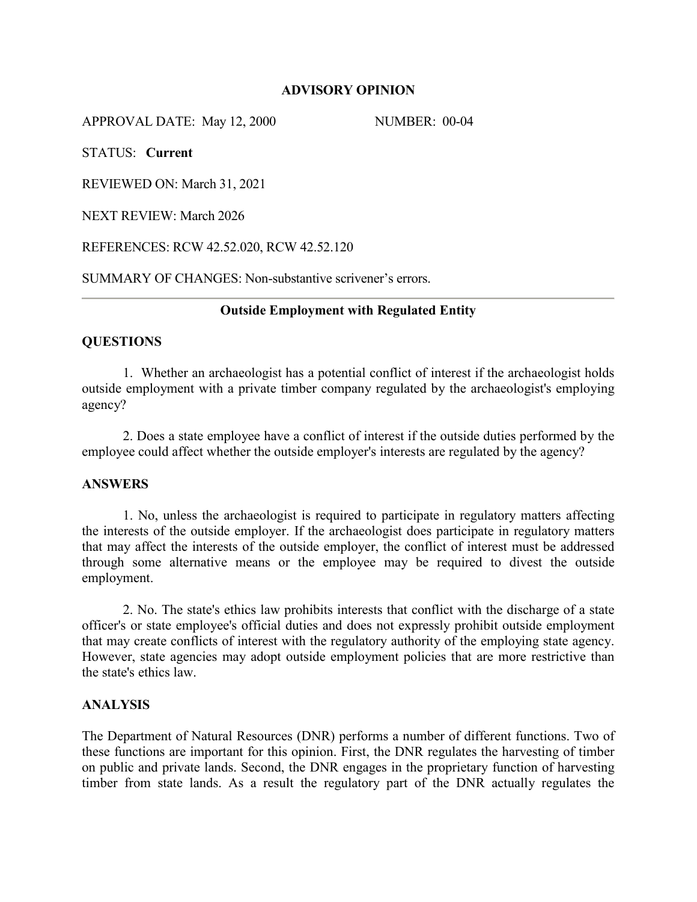# ADVISORY OPINION

APPROVAL DATE: May 12, 2000 NUMBER: 00-04

STATUS: **Current**

REVIEWED ON: March 31, 2021

NEXT REVIEW: March 2026

REFERENCES: RCW 42.52.020, RCW 42.52.120

SUMMARY OF CHANGES: Non-substantive scrivener's errors.

---

## Outside Employment with Regulated Entity

### QUESTIONS

1. Whether an archaeologist has a potential conflict of interest if the archaeologist holds outside employment with a private timber company regulated by the archaeologist's employing agency?

2. Does a state employee have a conflict of interest if the outside duties performed by the employee could affect whether the outside employer's interests are regulated by the agency?

### ANSWERS

1. No, unless the archaeologist is required to participate in regulatory matters affecting the interests of the outside employer. If the archaeologist does participate in regulatory matters that may affect the interests of the outside employer, the conflict of interest must be addressed through some alternative means or the employee may be required to divest the outside employment.

2. No. The state's ethics law prohibits interests that conflict with the discharge of a state officer's or state employee's official duties and does not expressly prohibit outside employment that may create conflicts of interest with the regulatory authority of the employing state agency. However, state agencies may adopt outside employment policies that are more restrictive than the state's ethics law.

### ANALYSIS

The Department of Natural Resources (DNR) performs a number of different functions. Two of these functions are important for this opinion. First, the DNR regulates the harvesting of timber on public and private lands. Second, the DNR engages in the proprietary function of harvesting timber from state lands. As a result the regulatory part of the DNR actually regulates the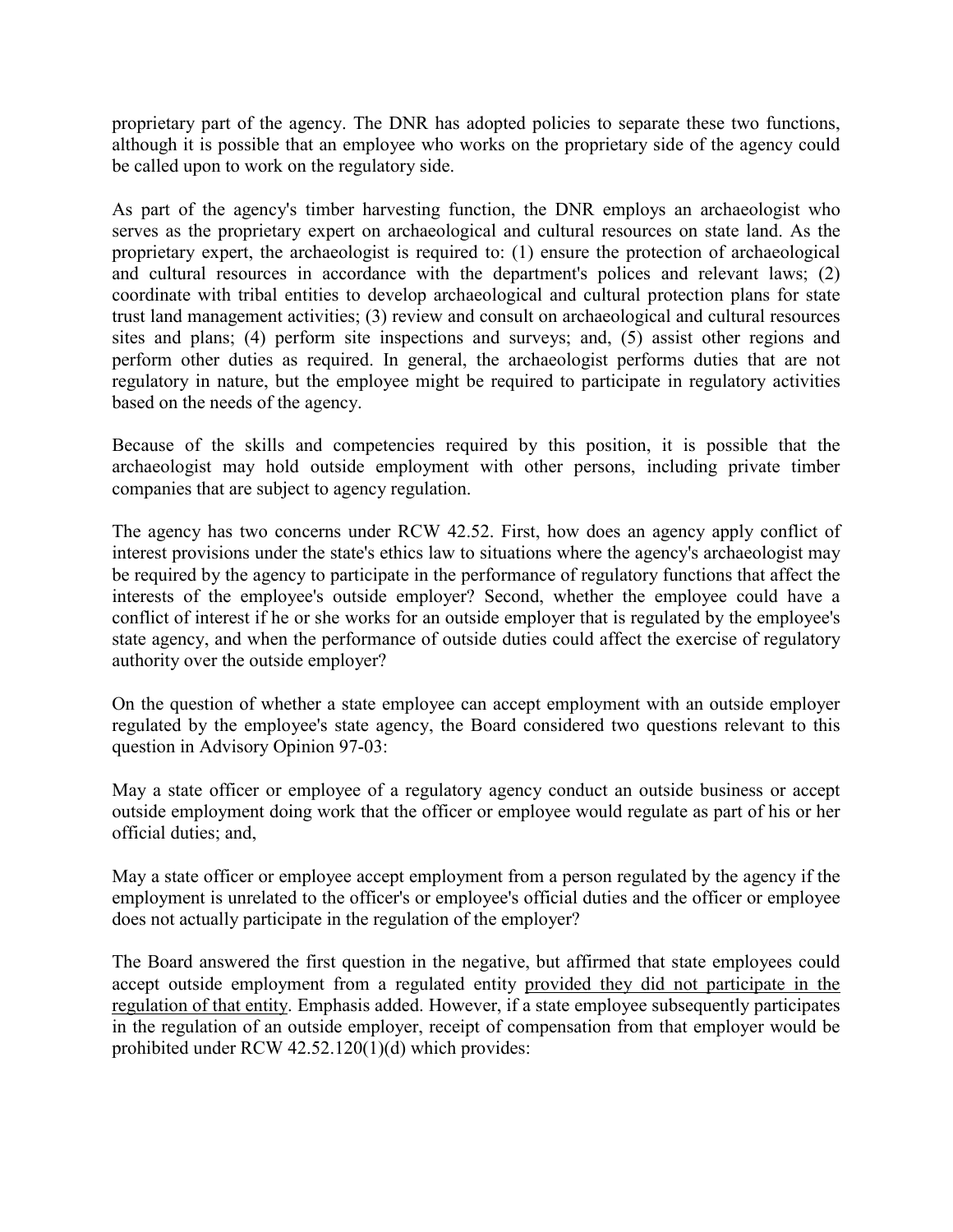proprietary part of the agency. The DNR has adopted policies to separate these two functions, although it is possible that an employee who works on the proprietary side of the agency could be called upon to work on the regulatory side.

As part of the agency's timber harvesting function, the DNR employs an archaeologist who serves as the proprietary expert on archaeological and cultural resources on state land. As the proprietary expert, the archaeologist is required to: (1) ensure the protection of archaeological and cultural resources in accordance with the department's polices and relevant laws; (2) coordinate with tribal entities to develop archaeological and cultural protection plans for state trust land management activities; (3) review and consult on archaeological and cultural resources sites and plans; (4) perform site inspections and surveys; and, (5) assist other regions and perform other duties as required. In general, the archaeologist performs duties that are not regulatory in nature, but the employee might be required to participate in regulatory activities based on the needs of the agency.

Because of the skills and competencies required by this position, it is possible that the archaeologist may hold outside employment with other persons, including private timber companies that are subject to agency regulation.

The agency has two concerns under RCW 42.52. First, how does an agency apply conflict of interest provisions under the state's ethics law to situations where the agency's archaeologist may be required by the agency to participate in the performance of regulatory functions that affect the interests of the employee's outside employer? Second, whether the employee could have a conflict of interest if he or she works for an outside employer that is regulated by the employee's state agency, and when the performance of outside duties could affect the exercise of regulatory authority over the outside employer?

On the question of whether a state employee can accept employment with an outside employer regulated by the employee's state agency, the Board considered two questions relevant to this question in Advisory Opinion 97-03:

May a state officer or employee of a regulatory agency conduct an outside business or accept outside employment doing work that the officer or employee would regulate as part of his or her official duties; and,

May a state officer or employee accept employment from a person regulated by the agency if the employment is unrelated to the officer's or employee's official duties and the officer or employee does not actually participate in the regulation of the employer?

The Board answered the first question in the negative, but affirmed that state employees could accept outside employment from a regulated entity <u>provided they did not participate in the regulation of that entity</u>. Emphasis added. However, if a state employee subsequently participates in the regulation of an outside employer, receipt of compensation from that employer would be prohibited under RCW 42.52.120(1)(d) which provides: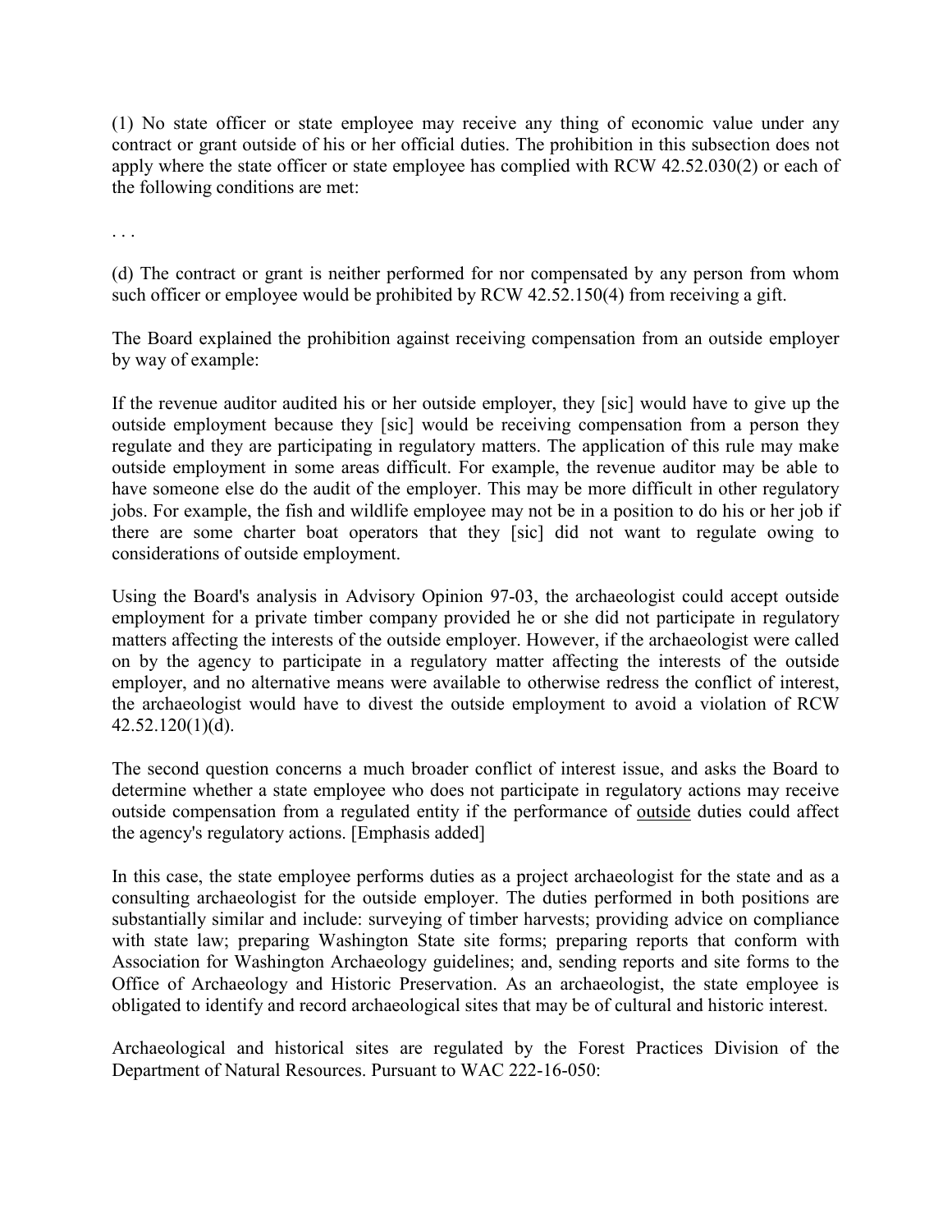(1) No state officer or state employee may receive any thing of economic value under any contract or grant outside of his or her official duties. The prohibition in this subsection does not apply where the state officer or state employee has complied with RCW 42.52.030(2) or each of the following conditions are met:

. . .

(d) The contract or grant is neither performed for nor compensated by any person from whom such officer or employee would be prohibited by RCW 42.52.150(4) from receiving a gift.

The Board explained the prohibition against receiving compensation from an outside employer by way of example:

If the revenue auditor audited his or her outside employer, they [sic] would have to give up the outside employment because they [sic] would be receiving compensation from a person they regulate and they are participating in regulatory matters. The application of this rule may make outside employment in some areas difficult. For example, the revenue auditor may be able to have someone else do the audit of the employer. This may be more difficult in other regulatory jobs. For example, the fish and wildlife employee may not be in a position to do his or her job if there are some charter boat operators that they [sic] did not want to regulate owing to considerations of outside employment.

Using the Board's analysis in Advisory Opinion 97-03, the archaeologist could accept outside employment for a private timber company provided he or she did not participate in regulatory matters affecting the interests of the outside employer. However, if the archaeologist were called on by the agency to participate in a regulatory matter affecting the interests of the outside employer, and no alternative means were available to otherwise redress the conflict of interest, the archaeologist would have to divest the outside employment to avoid a violation of RCW 42.52.120(1)(d).

The second question concerns a much broader conflict of interest issue, and asks the Board to determine whether a state employee who does not participate in regulatory actions may receive outside compensation from a regulated entity if the performance of <u>outside</u> duties could affect the agency's regulatory actions. [Emphasis added]

In this case, the state employee performs duties as a project archaeologist for the state and as a consulting archaeologist for the outside employer. The duties performed in both positions are substantially similar and include: surveying of timber harvests; providing advice on compliance with state law; preparing Washington State site forms; preparing reports that conform with Association for Washington Archaeology guidelines; and, sending reports and site forms to the Office of Archaeology and Historic Preservation. As an archaeologist, the state employee is obligated to identify and record archaeological sites that may be of cultural and historic interest.

Archaeological and historical sites are regulated by the Forest Practices Division of the Department of Natural Resources. Pursuant to WAC 222-16-050: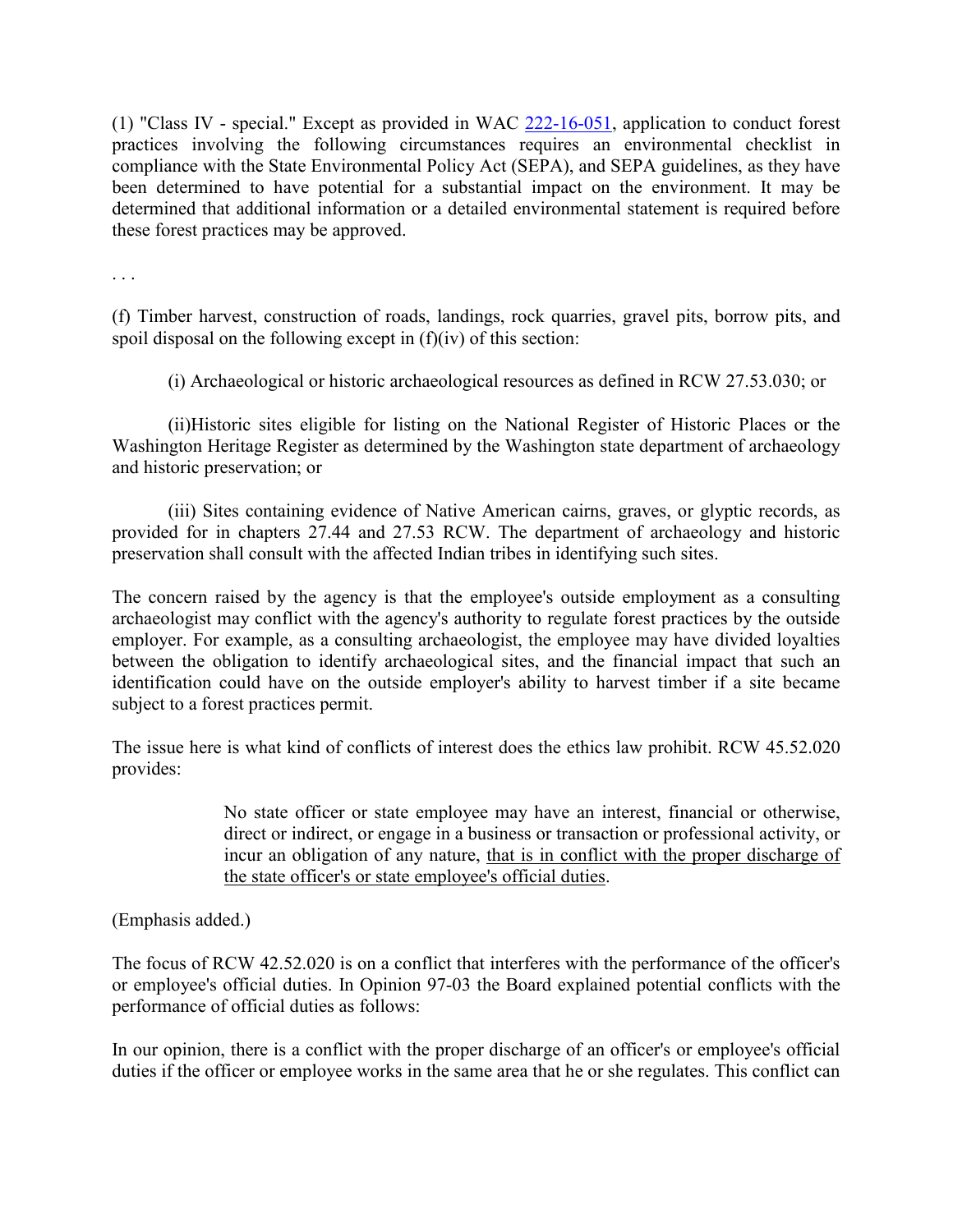(1) "Class IV - special." Except as provided in WAC 222-16-051, application to conduct forest practices involving the following circumstances requires an environmental checklist in compliance with the State Environmental Policy Act (SEPA), and SEPA guidelines, as they have been determined to have potential for a substantial impact on the environment. It may be determined that additional information or a detailed environmental statement is required before these forest practices may be approved.

. . .

(f) Timber harvest, construction of roads, landings, rock quarries, gravel pits, borrow pits, and spoil disposal on the following except in (f)(iv) of this section:

> (i) Archaeological or historic archaeological resources as defined in RCW 27.53.030; or
>
> (ii)Historic sites eligible for listing on the National Register of Historic Places or the Washington Heritage Register as determined by the Washington state department of archaeology and historic preservation; or
>
> (iii) Sites containing evidence of Native American cairns, graves, or glyptic records, as provided for in chapters 27.44 and 27.53 RCW. The department of archaeology and historic preservation shall consult with the affected Indian tribes in identifying such sites.

The concern raised by the agency is that the employee's outside employment as a consulting archaeologist may conflict with the agency's authority to regulate forest practices by the outside employer. For example, as a consulting archaeologist, the employee may have divided loyalties between the obligation to identify archaeological sites, and the financial impact that such an identification could have on the outside employer's ability to harvest timber if a site became subject to a forest practices permit.

The issue here is what kind of conflicts of interest does the ethics law prohibit. RCW 45.52.020 provides:

> No state officer or state employee may have an interest, financial or otherwise, direct or indirect, or engage in a business or transaction or professional activity, or incur an obligation of any nature, <u>that is in conflict with the proper discharge of the state officer's or state employee's official duties</u>.

(Emphasis added.)

The focus of RCW 42.52.020 is on a conflict that interferes with the performance of the officer's or employee's official duties. In Opinion 97-03 the Board explained potential conflicts with the performance of official duties as follows:

In our opinion, there is a conflict with the proper discharge of an officer's or employee's official duties if the officer or employee works in the same area that he or she regulates. This conflict can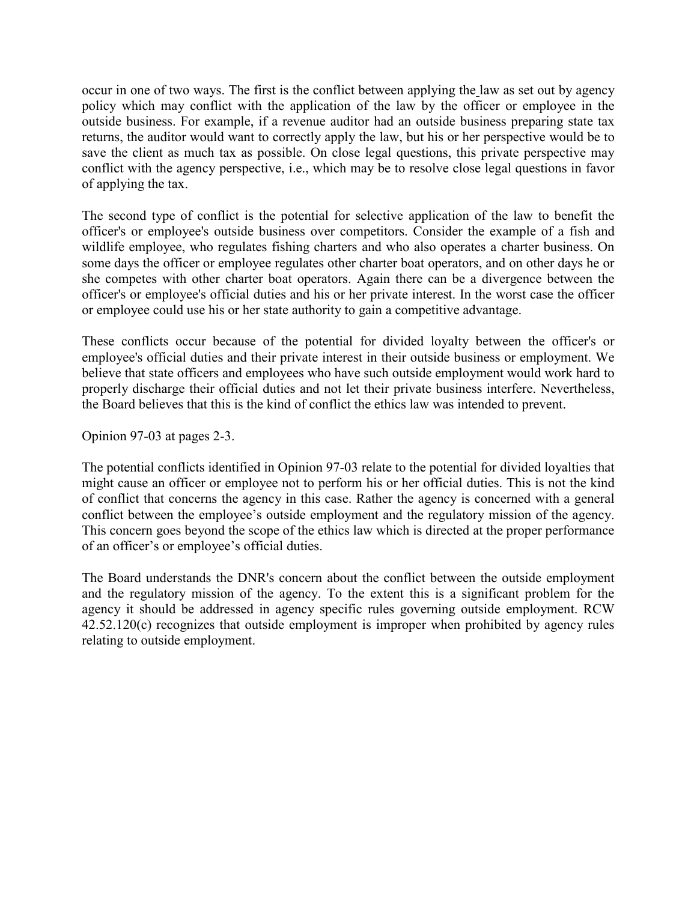occur in one of two ways. The first is the conflict between applying the law as set out by agency policy which may conflict with the application of the law by the officer or employee in the outside business. For example, if a revenue auditor had an outside business preparing state tax returns, the auditor would want to correctly apply the law, but his or her perspective would be to save the client as much tax as possible. On close legal questions, this private perspective may conflict with the agency perspective, i.e., which may be to resolve close legal questions in favor of applying the tax.

The second type of conflict is the potential for selective application of the law to benefit the officer's or employee's outside business over competitors. Consider the example of a fish and wildlife employee, who regulates fishing charters and who also operates a charter business. On some days the officer or employee regulates other charter boat operators, and on other days he or she competes with other charter boat operators. Again there can be a divergence between the officer's or employee's official duties and his or her private interest. In the worst case the officer or employee could use his or her state authority to gain a competitive advantage.

These conflicts occur because of the potential for divided loyalty between the officer's or employee's official duties and their private interest in their outside business or employment. We believe that state officers and employees who have such outside employment would work hard to properly discharge their official duties and not let their private business interfere. Nevertheless, the Board believes that this is the kind of conflict the ethics law was intended to prevent.

Opinion 97-03 at pages 2-3.

The potential conflicts identified in Opinion 97-03 relate to the potential for divided loyalties that might cause an officer or employee not to perform his or her official duties. This is not the kind of conflict that concerns the agency in this case. Rather the agency is concerned with a general conflict between the employee's outside employment and the regulatory mission of the agency. This concern goes beyond the scope of the ethics law which is directed at the proper performance of an officer's or employee's official duties.

The Board understands the DNR's concern about the conflict between the outside employment and the regulatory mission of the agency. To the extent this is a significant problem for the agency it should be addressed in agency specific rules governing outside employment. RCW 42.52.120(c) recognizes that outside employment is improper when prohibited by agency rules relating to outside employment.